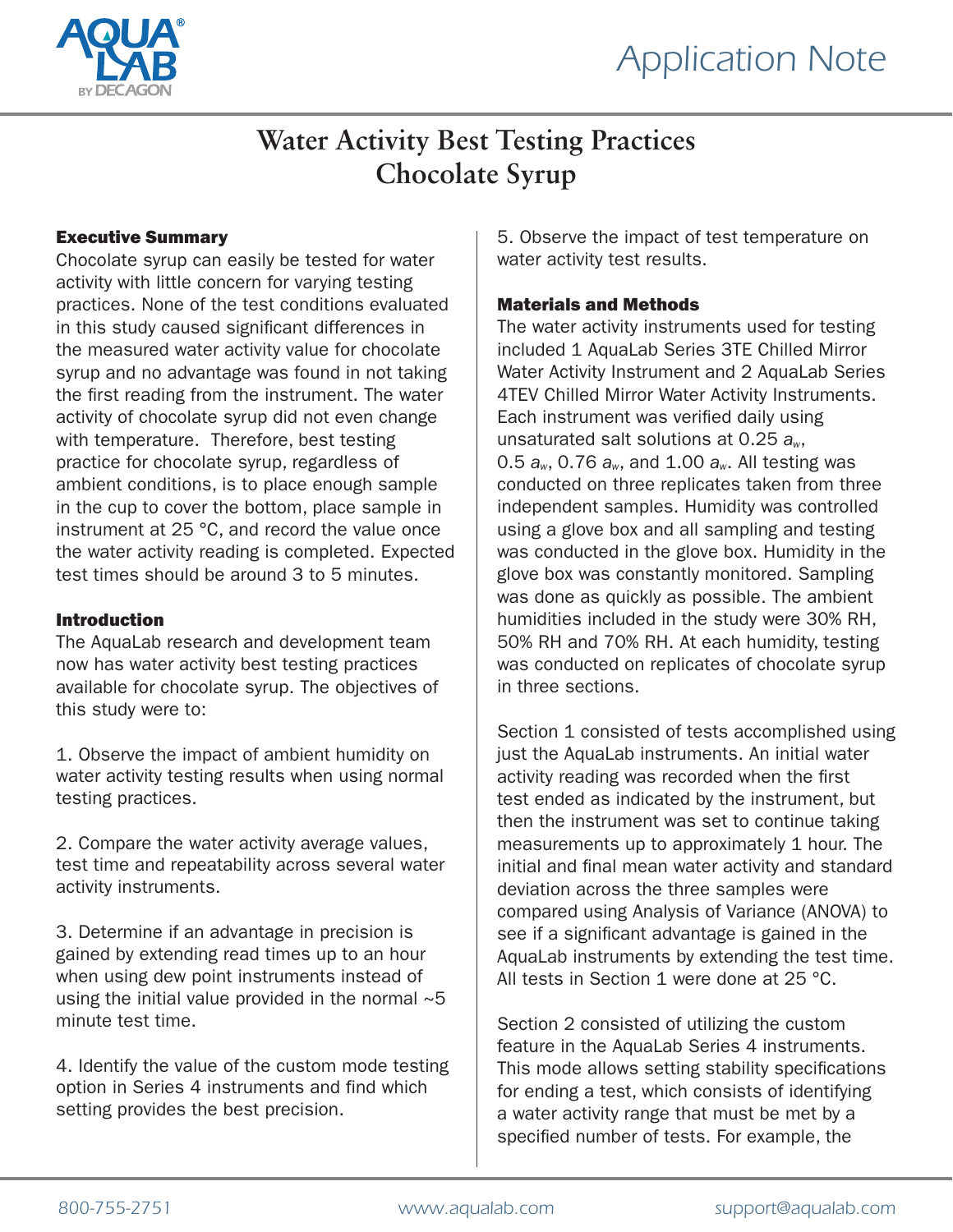# Water Activity Best Testing Practices
# Chocolate Syrup

## Executive Summary

Chocolate syrup can easily be tested for water activity with little concern for varying testing practices. None of the test conditions evaluated in this study caused significant differences in the measured water activity value for chocolate syrup and no advantage was found in not taking the first reading from the instrument. The water activity of chocolate syrup did not even change with temperature. Therefore, best testing practice for chocolate syrup, regardless of ambient conditions, is to place enough sample in the cup to cover the bottom, place sample in instrument at 25 °C, and record the value once the water activity reading is completed. Expected test times should be around 3 to 5 minutes.

## Introduction

The AquaLab research and development team now has water activity best testing practices available for chocolate syrup. The objectives of this study were to:

1. Observe the impact of ambient humidity on water activity testing results when using normal testing practices.

2. Compare the water activity average values, test time and repeatability across several water activity instruments.

3. Determine if an advantage in precision is gained by extending read times up to an hour when using dew point instruments instead of using the initial value provided in the normal ~5 minute test time.

4. Identify the value of the custom mode testing option in Series 4 instruments and find which setting provides the best precision.

5. Observe the impact of test temperature on water activity test results.

## Materials and Methods

The water activity instruments used for testing included 1 AquaLab Series 3TE Chilled Mirror Water Activity Instrument and 2 AquaLab Series 4TEV Chilled Mirror Water Activity Instruments. Each instrument was verified daily using unsaturated salt solutions at 0.25 $a_w$, 0.5 $a_w$, 0.76 $a_w$, and 1.00 $a_w$. All testing was conducted on three replicates taken from three independent samples. Humidity was controlled using a glove box and all sampling and testing was conducted in the glove box. Humidity in the glove box was constantly monitored. Sampling was done as quickly as possible. The ambient humidities included in the study were 30% RH, 50% RH and 70% RH. At each humidity, testing was conducted on replicates of chocolate syrup in three sections.

Section 1 consisted of tests accomplished using just the AquaLab instruments. An initial water activity reading was recorded when the first test ended as indicated by the instrument, but then the instrument was set to continue taking measurements up to approximately 1 hour. The initial and final mean water activity and standard deviation across the three samples were compared using Analysis of Variance (ANOVA) to see if a significant advantage is gained in the AquaLab instruments by extending the test time. All tests in Section 1 were done at 25 °C.

Section 2 consisted of utilizing the custom feature in the AquaLab Series 4 instruments. This mode allows setting stability specifications for ending a test, which consists of identifying a water activity range that must be met by a specified number of tests. For example, the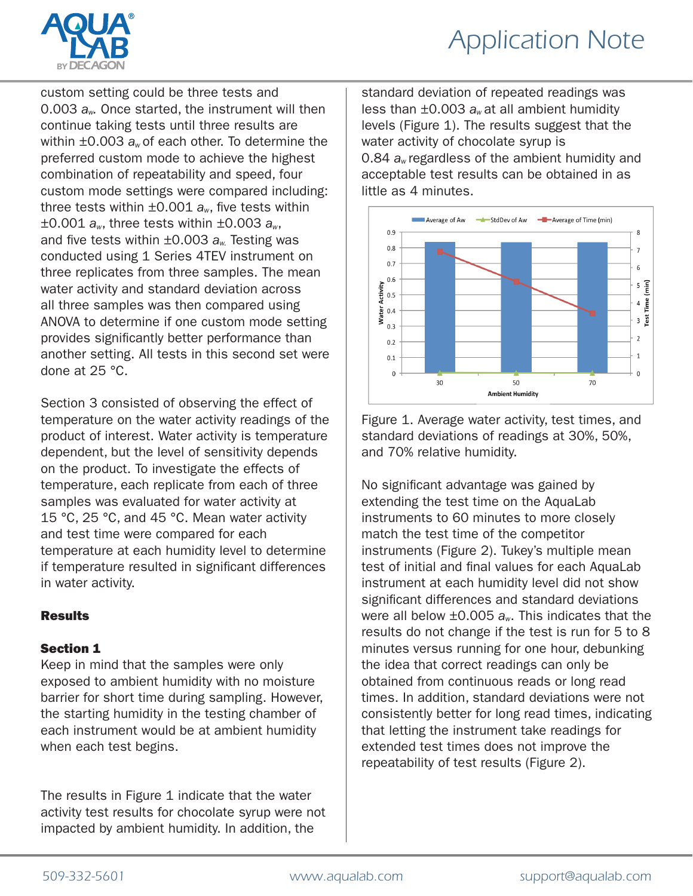custom setting could be three tests and 0.003 $a_w$. Once started, the instrument will then continue taking tests until three results are within ±0.003 $a_w$ of each other. To determine the preferred custom mode to achieve the highest combination of repeatability and speed, four custom mode settings were compared including: three tests within ±0.001 $a_w$, five tests within ±0.001 $a_w$, three tests within ±0.003 $a_w$, and five tests within ±0.003 $a_w$. Testing was conducted using 1 Series 4TEV instrument on three replicates from three samples. The mean water activity and standard deviation across all three samples was then compared using ANOVA to determine if one custom mode setting provides significantly better performance than another setting. All tests in this second set were done at 25 °C.

Section 3 consisted of observing the effect of temperature on the water activity readings of the product of interest. Water activity is temperature dependent, but the level of sensitivity depends on the product. To investigate the effects of temperature, each replicate from each of three samples was evaluated for water activity at 15 °C, 25 °C, and 45 °C. Mean water activity and test time were compared for each temperature at each humidity level to determine if temperature resulted in significant differences in water activity.

## Results

### Section 1

Keep in mind that the samples were only exposed to ambient humidity with no moisture barrier for short time during sampling. However, the starting humidity in the testing chamber of each instrument would be at ambient humidity when each test begins.

The results in Figure 1 indicate that the water activity test results for chocolate syrup were not impacted by ambient humidity. In addition, the standard deviation of repeated readings was less than ±0.003 $a_w$ at all ambient humidity levels (Figure 1). The results suggest that the water activity of chocolate syrup is 0.84 $a_w$ regardless of the ambient humidity and acceptable test results can be obtained in as little as 4 minutes.

Figure 1. Average water activity, test times, and standard deviations of readings at 30%, 50%, and 70% relative humidity.

No significant advantage was gained by extending the test time on the AquaLab instruments to 60 minutes to more closely match the test time of the competitor instruments (Figure 2). Tukey's multiple mean test of initial and final values for each AquaLab instrument at each humidity level did not show significant differences and standard deviations were all below ±0.005 $a_w$. This indicates that the results do not change if the test is run for 5 to 8 minutes versus running for one hour, debunking the idea that correct readings can only be obtained from continuous reads or long read times. In addition, standard deviations were not consistently better for long read times, indicating that letting the instrument take readings for extended test times does not improve the repeatability of test results (Figure 2).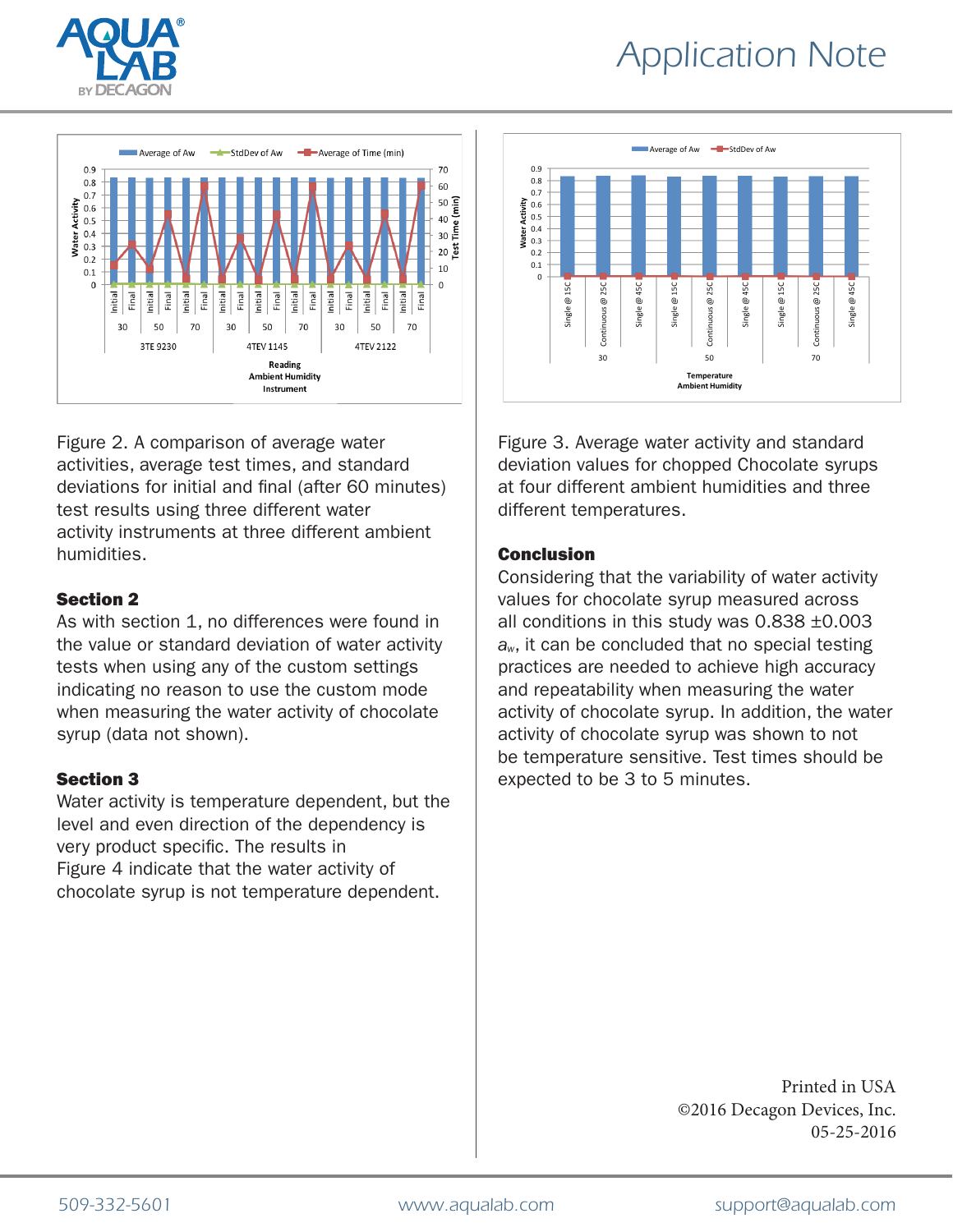Average of Aw
StdDev of Aw
Average of Time (min)

Water Activity
0.9
0.8
0.7
0.6
0.5
0.4
0.3
0.2
0.1
0

Test Time (min)
70
60
50
40
30
20
10
0

Initial Final Initial Final Initial Final Initial Final Initial Final Initial Final Initial Final Initial Final Initial Final

30 50 70 30 50 70 30 50 70

3TE 9230
4TEV 1145
4TEV 2122

Reading
Ambient Humidity
Instrument

Figure 2. A comparison of average water activities, average test times, and standard deviations for initial and final (after 60 minutes) test results using three different water activity instruments at three different ambient humidities.

## Section 2

As with section 1, no differences were found in the value or standard deviation of water activity tests when using any of the custom settings indicating no reason to use the custom mode when measuring the water activity of chocolate syrup (data not shown).

## Section 3

Water activity is temperature dependent, but the level and even direction of the dependency is very product specific. The results in Figure 4 indicate that the water activity of chocolate syrup is not temperature dependent.

Average of Aw
StdDev of Aw

Water Activity
0.9
0.8
0.7
0.6
0.5
0.4
0.3
0.2
0.1
0

Single @ 15C
Continuous @ 25C
Single @ 45C
Single @ 15C
Continuous @ 25C
Single @ 45C
Single @ 15C
Continuous @ 25C
Single @ 45C

30 50 70

Temperature
Ambient Humidity

Figure 3. Average water activity and standard deviation values for chopped Chocolate syrups at four different ambient humidities and three different temperatures.

## Conclusion

Considering that the variability of water activity values for chocolate syrup measured across all conditions in this study was 0.838 ±0.003 $a_w$, it can be concluded that no special testing practices are needed to achieve high accuracy and repeatability when measuring the water activity of chocolate syrup. In addition, the water activity of chocolate syrup was shown to not be temperature sensitive. Test times should be expected to be 3 to 5 minutes.

Printed in USA
©2016 Decagon Devices, Inc.
05-25-2016